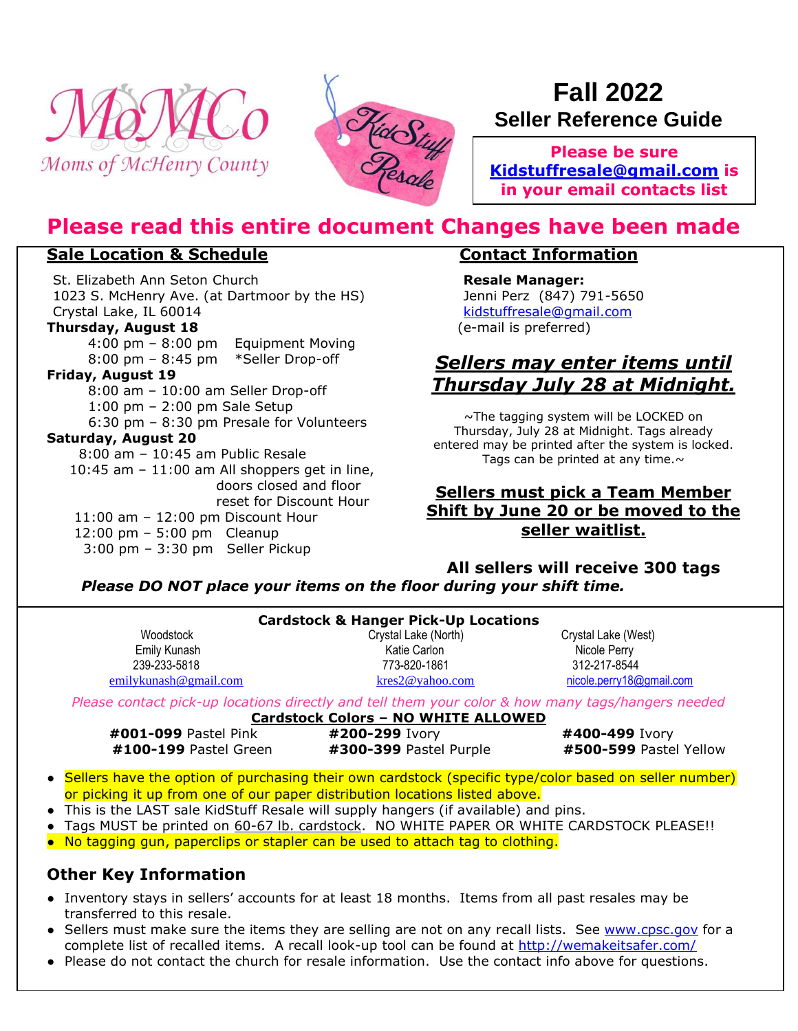MoMCo
Moms of McHenry County

KidStuff Resale

# Fall 2022
## Seller Reference Guide

**Please be sure Kidstuffresale@gmail.com is in your email contacts list**

# Please read this entire document Changes have been made

## Sale Location & Schedule

St. Elizabeth Ann Seton Church
1023 S. McHenry Ave. (at Dartmoor by the HS)
Crystal Lake, IL 60014

**Thursday, August 18**
- 4:00 pm – 8:00 pm Equipment Moving
- 8:00 pm – 8:45 pm *Seller Drop-off

**Friday, August 19**
- 8:00 am – 10:00 am Seller Drop-off
- 1:00 pm – 2:00 pm Sale Setup
- 6:30 pm – 8:30 pm Presale for Volunteers

**Saturday, August 20**
- 8:00 am – 10:45 am Public Resale
- 10:45 am – 11:00 am All shoppers get in line, doors closed and floor reset for Discount Hour
- 11:00 am – 12:00 pm Discount Hour
- 12:00 pm – 5:00 pm Cleanup
- 3:00 pm – 3:30 pm Seller Pickup

## Contact Information

**Resale Manager:**
Jenni Perz (847) 791-5650
kidstuffresale@gmail.com
(e-mail is preferred)

***Sellers may enter items until Thursday July 28 at Midnight.***

~The tagging system will be LOCKED on Thursday, July 28 at Midnight. Tags already entered may be printed after the system is locked. Tags can be printed at any time.~

**Sellers must pick a Team Member Shift by June 20 or be moved to the seller waitlist.**

**All sellers will receive 300 tags**

***Please DO NOT place your items on the floor during your shift time.***

**Cardstock & Hanger Pick-Up Locations**

| Woodstock | Crystal Lake (North) | Crystal Lake (West) |
|---|---|---|
| Emily Kunash | Katie Carlon | Nicole Perry |
| 239-233-5818 | 773-820-1861 | 312-217-8544 |
| emilykunash@gmail.com | kres2@yahoo.com | nicole.perry18@gmail.com |

*Please contact pick-up locations directly and tell them your color & how many tags/hangers needed*

**Cardstock Colors – NO WHITE ALLOWED**

| | | |
|---|---|---|
| **#001-099** Pastel Pink | **#200-299** Ivory | **#400-499** Ivory |
| **#100-199** Pastel Green | **#300-399** Pastel Purple | **#500-599** Pastel Yellow |

- Sellers have the option of purchasing their own cardstock (specific type/color based on seller number) or picking it up from one of our paper distribution locations listed above.
- This is the LAST sale KidStuff Resale will supply hangers (if available) and pins.
- Tags MUST be printed on 60-67 lb. cardstock. NO WHITE PAPER OR WHITE CARDSTOCK PLEASE!!
- No tagging gun, paperclips or stapler can be used to attach tag to clothing.

## Other Key Information

- Inventory stays in sellers' accounts for at least 18 months. Items from all past resales may be transferred to this resale.
- Sellers must make sure the items they are selling are not on any recall lists. See www.cpsc.gov for a complete list of recalled items. A recall look-up tool can be found at http://wemakeitsafer.com/
- Please do not contact the church for resale information. Use the contact info above for questions.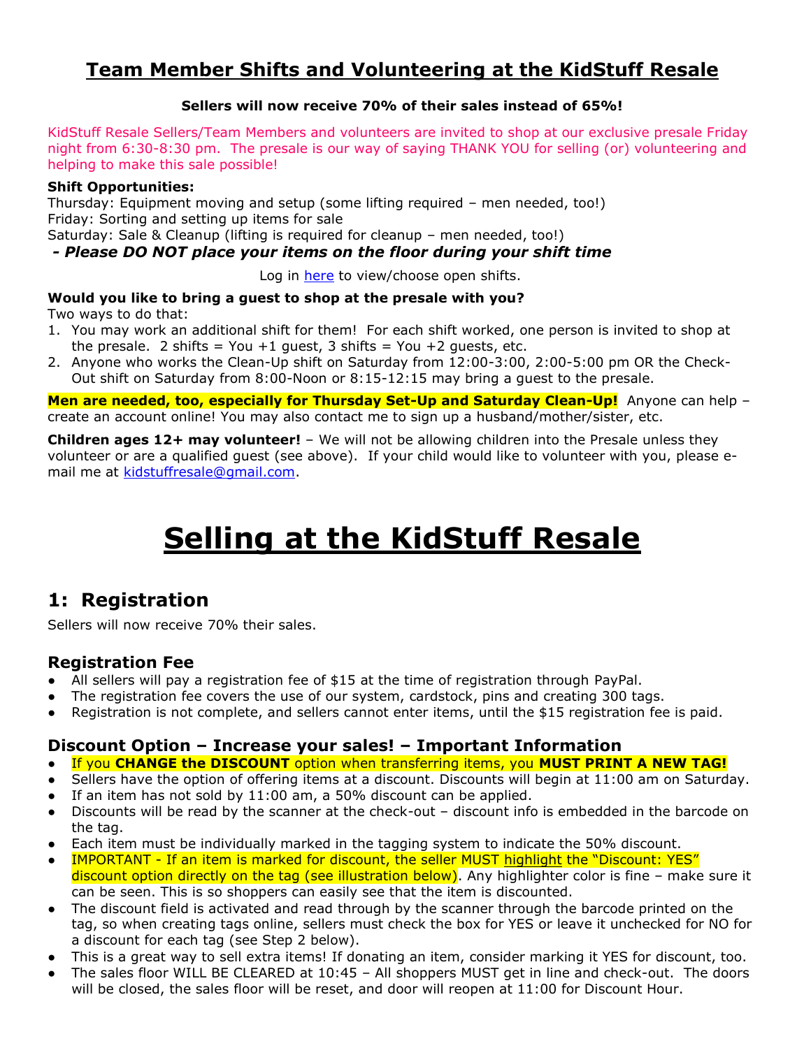# Team Member Shifts and Volunteering at the KidStuff Resale

**Sellers will now receive 70% of their sales instead of 65%!**

KidStuff Resale Sellers/Team Members and volunteers are invited to shop at our exclusive presale Friday night from 6:30-8:30 pm. The presale is our way of saying THANK YOU for selling (or) volunteering and helping to make this sale possible!

**Shift Opportunities:**
Thursday: Equipment moving and setup (some lifting required – men needed, too!)
Friday: Sorting and setting up items for sale
Saturday: Sale & Cleanup (lifting is required for cleanup – men needed, too!)

***- Please DO NOT place your items on the floor during your shift time***

Log in here to view/choose open shifts.

**Would you like to bring a guest to shop at the presale with you?**
Two ways to do that:

1. You may work an additional shift for them! For each shift worked, one person is invited to shop at the presale. 2 shifts = You +1 guest, 3 shifts = You +2 guests, etc.
2. Anyone who works the Clean-Up shift on Saturday from 12:00-3:00, 2:00-5:00 pm OR the Check-Out shift on Saturday from 8:00-Noon or 8:15-12:15 may bring a guest to the presale.

**Men are needed, too, especially for Thursday Set-Up and Saturday Clean-Up!** Anyone can help – create an account online! You may also contact me to sign up a husband/mother/sister, etc.

**Children ages 12+ may volunteer!** – We will not be allowing children into the Presale unless they volunteer or are a qualified guest (see above). If your child would like to volunteer with you, please e-mail me at kidstuffresale@gmail.com.

# Selling at the KidStuff Resale

## 1: Registration

Sellers will now receive 70% their sales.

### Registration Fee

- All sellers will pay a registration fee of $15 at the time of registration through PayPal.
- The registration fee covers the use of our system, cardstock, pins and creating 300 tags.
- Registration is not complete, and sellers cannot enter items, until the $15 registration fee is paid.

### Discount Option – Increase your sales! – Important Information

- If you **CHANGE the DISCOUNT** option when transferring items, you **MUST PRINT A NEW TAG!**
- Sellers have the option of offering items at a discount. Discounts will begin at 11:00 am on Saturday.
- If an item has not sold by 11:00 am, a 50% discount can be applied.
- Discounts will be read by the scanner at the check-out – discount info is embedded in the barcode on the tag.
- Each item must be individually marked in the tagging system to indicate the 50% discount.
- IMPORTANT - If an item is marked for discount, the seller MUST highlight the "Discount: YES" discount option directly on the tag (see illustration below). Any highlighter color is fine – make sure it can be seen. This is so shoppers can easily see that the item is discounted.
- The discount field is activated and read through by the scanner through the barcode printed on the tag, so when creating tags online, sellers must check the box for YES or leave it unchecked for NO for a discount for each tag (see Step 2 below).
- This is a great way to sell extra items! If donating an item, consider marking it YES for discount, too.
- The sales floor WILL BE CLEARED at 10:45 – All shoppers MUST get in line and check-out. The doors will be closed, the sales floor will be reset, and door will reopen at 11:00 for Discount Hour.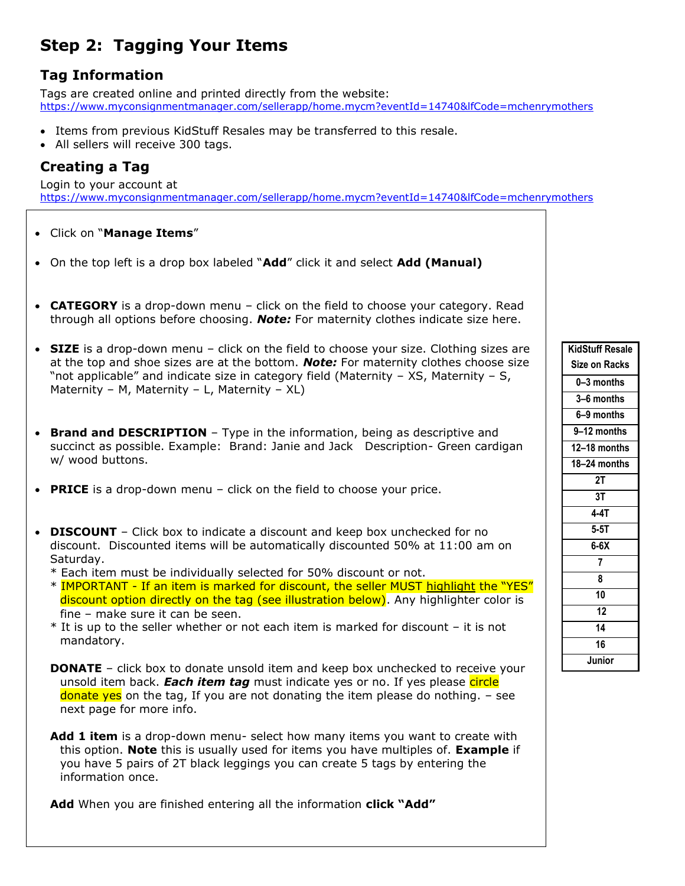# Step 2: Tagging Your Items

## Tag Information

Tags are created online and printed directly from the website:
https://www.myconsignmentmanager.com/sellerapp/home.mycm?eventId=14740&lfCode=mchenrymothers

- Items from previous KidStuff Resales may be transferred to this resale.
- All sellers will receive 300 tags.

## Creating a Tag

Login to your account at
https://www.myconsignmentmanager.com/sellerapp/home.mycm?eventId=14740&lfCode=mchenrymothers

- Click on "**Manage Items**"
- On the top left is a drop box labeled "**Add**" click it and select **Add (Manual)**
- **CATEGORY** is a drop-down menu – click on the field to choose your category. Read through all options before choosing. ***Note:*** For maternity clothes indicate size here.
- **SIZE** is a drop-down menu – click on the field to choose your size. Clothing sizes are at the top and shoe sizes are at the bottom. ***Note:*** For maternity clothes choose size "not applicable" and indicate size in category field (Maternity – XS, Maternity – S, Maternity – M, Maternity – L, Maternity – XL)
- **Brand and DESCRIPTION** – Type in the information, being as descriptive and succinct as possible. Example: Brand: Janie and Jack Description- Green cardigan w/ wood buttons.
- **PRICE** is a drop-down menu – click on the field to choose your price.
- **DISCOUNT** – Click box to indicate a discount and keep box unchecked for no discount. Discounted items will be automatically discounted 50% at 11:00 am on Saturday.
  * Each item must be individually selected for 50% discount or not.
  * IMPORTANT - If an item is marked for discount, the seller MUST highlight the "YES" discount option directly on the tag (see illustration below). Any highlighter color is fine – make sure it can be seen.
  * It is up to the seller whether or not each item is marked for discount – it is not mandatory.

  **DONATE** – click box to donate unsold item and keep box unchecked to receive your unsold item back. ***Each item tag*** must indicate yes or no. If yes please circle donate yes on the tag, If you are not donating the item please do nothing. – see next page for more info.

  **Add 1 item** is a drop-down menu- select how many items you want to create with this option. **Note** this is usually used for items you have multiples of. **Example** if you have 5 pairs of 2T black leggings you can create 5 tags by entering the information once.

  **Add** When you are finished entering all the information **click "Add"**

| KidStuff Resale Size on Racks |
|---|
| 0–3 months |
| 3–6 months |
| 6–9 months |
| 9–12 months |
| 12–18 months |
| 18–24 months |
| 2T |
| 3T |
| 4-4T |
| 5-5T |
| 6-6X |
| 7 |
| 8 |
| 10 |
| 12 |
| 14 |
| 16 |
| Junior |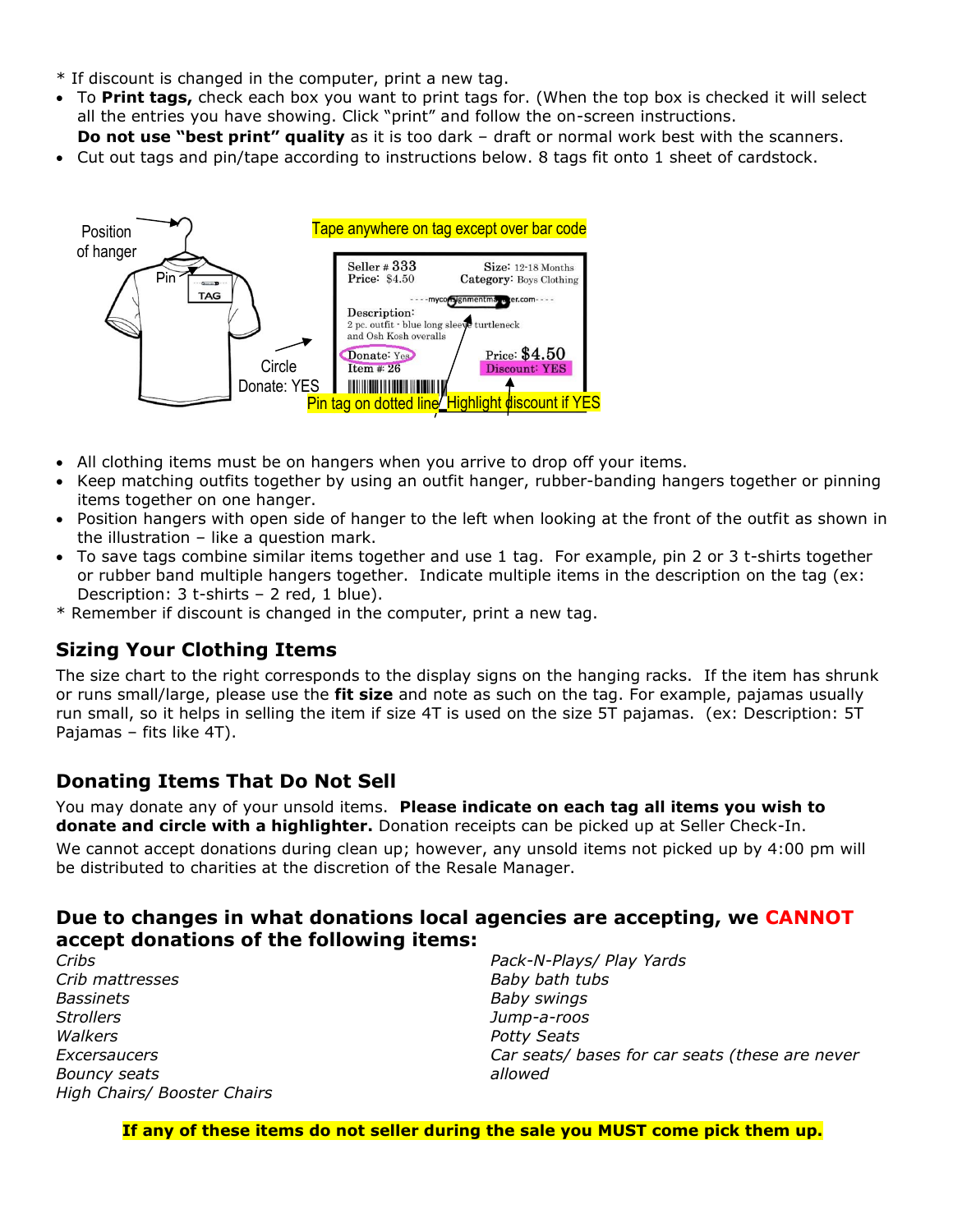* If discount is changed in the computer, print a new tag.

- To **Print tags,** check each box you want to print tags for. (When the top box is checked it will select all the entries you have showing. Click "print" and follow the on-screen instructions.
  **Do not use "best print" quality** as it is too dark – draft or normal work best with the scanners.
- Cut out tags and pin/tape according to instructions below. 8 tags fit onto 1 sheet of cardstock.

Position of hanger

Pin

TAG

Circle Donate: YES

Tape anywhere on tag except over bar code

Seller # 333
Price: $4.50
Size: 12-18 Months
Category: Boys Clothing
----myconsignmentmanager.com----
Description:
2 pc. outfit - blue long sleeve turtleneck and Osh Kosh overalls
Donate: Yes
Item # 26
Price: $4.50
Discount: YES

Pin tag on dotted line

Highlight discount if YES

- All clothing items must be on hangers when you arrive to drop off your items.
- Keep matching outfits together by using an outfit hanger, rubber-banding hangers together or pinning items together on one hanger.
- Position hangers with open side of hanger to the left when looking at the front of the outfit as shown in the illustration – like a question mark.
- To save tags combine similar items together and use 1 tag. For example, pin 2 or 3 t-shirts together or rubber band multiple hangers together. Indicate multiple items in the description on the tag (ex: Description: 3 t-shirts – 2 red, 1 blue).

* Remember if discount is changed in the computer, print a new tag.

## Sizing Your Clothing Items

The size chart to the right corresponds to the display signs on the hanging racks. If the item has shrunk or runs small/large, please use the **fit size** and note as such on the tag. For example, pajamas usually run small, so it helps in selling the item if size 4T is used on the size 5T pajamas. (ex: Description: 5T Pajamas – fits like 4T).

## Donating Items That Do Not Sell

You may donate any of your unsold items. **Please indicate on each tag all items you wish to donate and circle with a highlighter.** Donation receipts can be picked up at Seller Check-In.

We cannot accept donations during clean up; however, any unsold items not picked up by 4:00 pm will be distributed to charities at the discretion of the Resale Manager.

## Due to changes in what donations local agencies are accepting, we CANNOT accept donations of the following items:

*Cribs*
*Crib mattresses*
*Bassinets*
*Strollers*
*Walkers*
*Excersaucers*
*Bouncy seats*
*High Chairs/ Booster Chairs*
*Pack-N-Plays/ Play Yards*
*Baby bath tubs*
*Baby swings*
*Jump-a-roos*
*Potty Seats*
*Car seats/ bases for car seats (these are never allowed*

**If any of these items do not seller during the sale you MUST come pick them up.**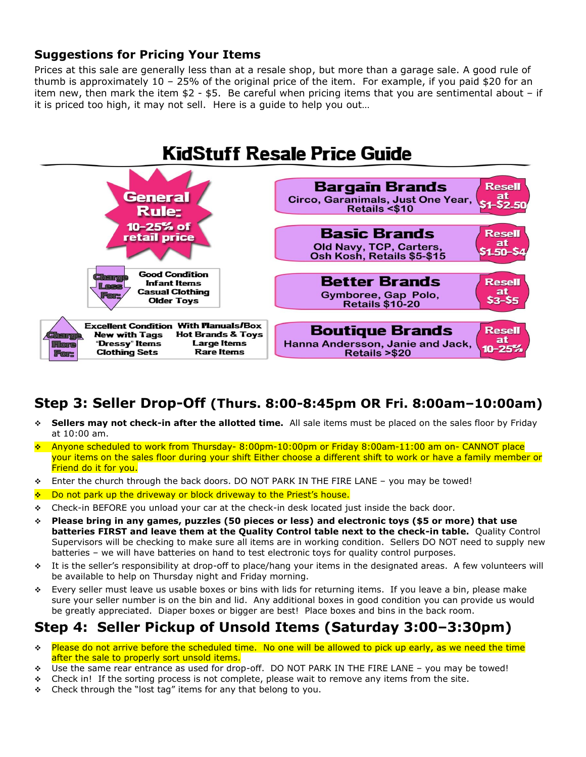## Suggestions for Pricing Your Items

Prices at this sale are generally less than at a resale shop, but more than a garage sale. A good rule of thumb is approximately 10 – 25% of the original price of the item. For example, if you paid $20 for an item new, then mark the item $2 - $5. Be careful when pricing items that you are sentimental about – if it is priced too high, it may not sell. Here is a guide to help you out…

## KidStuff Resale Price Guide

**General Rule:** 10-25% of retail price

**Charge Less For:** Good Condition, Infant Items, Casual Clothing, Older Toys

**Charge More For:** Excellent Condition, New with Tags, "Dressy" Items, Clothing Sets, With Manuals/Box, Hot Brands & Toys, Large Items, Rare Items

| Brand Category | Examples | Resell at |
|---|---|---|
| **Bargain Brands** | Circo, Garanimals, Just One Year, Retails <$10 | $1-$2.50 |
| **Basic Brands** | Old Navy, TCP, Carters, Osh Kosh, Retails $5-$15 | $1.50-$4 |
| **Better Brands** | Gymboree, Gap Polo, Retails $10-20 | $3-$5 |
| **Boutique Brands** | Hanna Andersson, Janie and Jack, Retails >$20 | 10-25% |

## Step 3: Seller Drop-Off (Thurs. 8:00-8:45pm OR Fri. 8:00am–10:00am)

- **Sellers may not check-in after the allotted time.** All sale items must be placed on the sales floor by Friday at 10:00 am.
- Anyone scheduled to work from Thursday- 8:00pm-10:00pm or Friday 8:00am-11:00 am on- CANNOT place your items on the sales floor during your shift Either choose a different shift to work or have a family member or Friend do it for you.
- Enter the church through the back doors. DO NOT PARK IN THE FIRE LANE – you may be towed!
- Do not park up the driveway or block driveway to the Priest's house.
- Check-in BEFORE you unload your car at the check-in desk located just inside the back door.
- **Please bring in any games, puzzles (50 pieces or less) and electronic toys ($5 or more) that use batteries FIRST and leave them at the Quality Control table next to the check-in table.** Quality Control Supervisors will be checking to make sure all items are in working condition. Sellers DO NOT need to supply new batteries – we will have batteries on hand to test electronic toys for quality control purposes.
- It is the seller's responsibility at drop-off to place/hang your items in the designated areas. A few volunteers will be available to help on Thursday night and Friday morning.
- Every seller must leave us usable boxes or bins with lids for returning items. If you leave a bin, please make sure your seller number is on the bin and lid. Any additional boxes in good condition you can provide us would be greatly appreciated. Diaper boxes or bigger are best! Place boxes and bins in the back room.

## Step 4: Seller Pickup of Unsold Items (Saturday 3:00–3:30pm)

- Please do not arrive before the scheduled time. No one will be allowed to pick up early, as we need the time after the sale to properly sort unsold items.
- Use the same rear entrance as used for drop-off. DO NOT PARK IN THE FIRE LANE – you may be towed!
- Check in! If the sorting process is not complete, please wait to remove any items from the site.
- Check through the "lost tag" items for any that belong to you.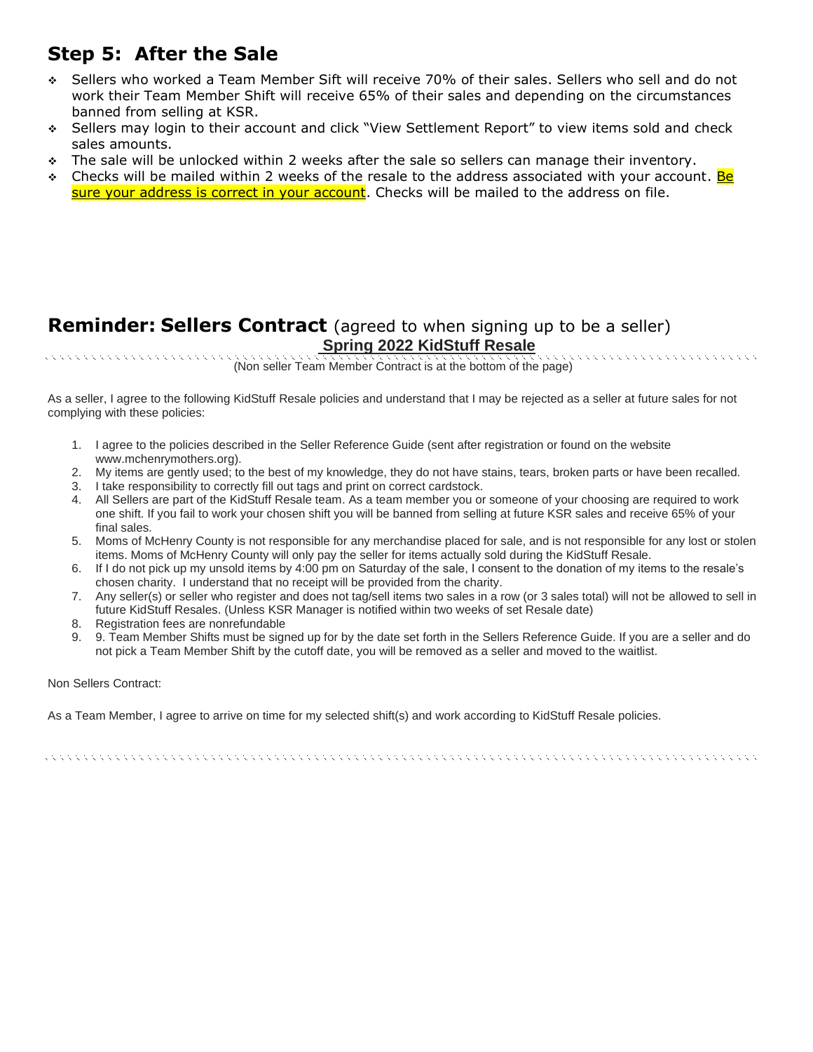## Step 5: After the Sale

- Sellers who worked a Team Member Sift will receive 70% of their sales. Sellers who sell and do not work their Team Member Shift will receive 65% of their sales and depending on the circumstances banned from selling at KSR.
- Sellers may login to their account and click "View Settlement Report" to view items sold and check sales amounts.
- The sale will be unlocked within 2 weeks after the sale so sellers can manage their inventory.
- Checks will be mailed within 2 weeks of the resale to the address associated with your account. Be sure your address is correct in your account. Checks will be mailed to the address on file.

## Reminder: Sellers Contract (agreed to when signing up to be a seller)

**Spring 2022 KidStuff Resale**

(Non seller Team Member Contract is at the bottom of the page)

As a seller, I agree to the following KidStuff Resale policies and understand that I may be rejected as a seller at future sales for not complying with these policies:

1. I agree to the policies described in the Seller Reference Guide (sent after registration or found on the website www.mchenrymothers.org).
2. My items are gently used; to the best of my knowledge, they do not have stains, tears, broken parts or have been recalled.
3. I take responsibility to correctly fill out tags and print on correct cardstock.
4. All Sellers are part of the KidStuff Resale team. As a team member you or someone of your choosing are required to work one shift. If you fail to work your chosen shift you will be banned from selling at future KSR sales and receive 65% of your final sales.
5. Moms of McHenry County is not responsible for any merchandise placed for sale, and is not responsible for any lost or stolen items. Moms of McHenry County will only pay the seller for items actually sold during the KidStuff Resale.
6. If I do not pick up my unsold items by 4:00 pm on Saturday of the sale, I consent to the donation of my items to the resale's chosen charity. I understand that no receipt will be provided from the charity.
7. Any seller(s) or seller who register and does not tag/sell items two sales in a row (or 3 sales total) will not be allowed to sell in future KidStuff Resales. (Unless KSR Manager is notified within two weeks of set Resale date)
8. Registration fees are nonrefundable
9. 9. Team Member Shifts must be signed up for by the date set forth in the Sellers Reference Guide. If you are a seller and do not pick a Team Member Shift by the cutoff date, you will be removed as a seller and moved to the waitlist.

Non Sellers Contract:

As a Team Member, I agree to arrive on time for my selected shift(s) and work according to KidStuff Resale policies.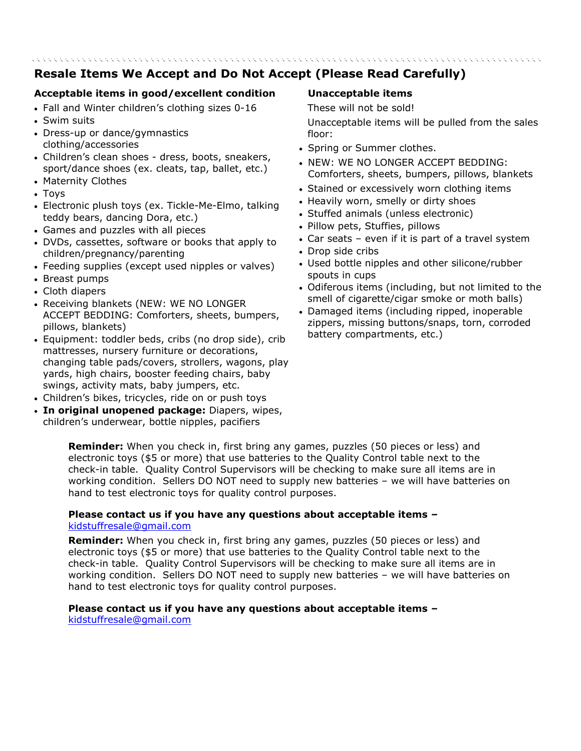## Resale Items We Accept and Do Not Accept (Please Read Carefully)

**Acceptable items in good/excellent condition**

- Fall and Winter children's clothing sizes 0-16
- Swim suits
- Dress-up or dance/gymnastics clothing/accessories
- Children's clean shoes - dress, boots, sneakers, sport/dance shoes (ex. cleats, tap, ballet, etc.)
- Maternity Clothes
- Toys
- Electronic plush toys (ex. Tickle-Me-Elmo, talking teddy bears, dancing Dora, etc.)
- Games and puzzles with all pieces
- DVDs, cassettes, software or books that apply to children/pregnancy/parenting
- Feeding supplies (except used nipples or valves)
- Breast pumps
- Cloth diapers
- Receiving blankets (NEW: WE NO LONGER ACCEPT BEDDING: Comforters, sheets, bumpers, pillows, blankets)
- Equipment: toddler beds, cribs (no drop side), crib mattresses, nursery furniture or decorations, changing table pads/covers, strollers, wagons, play yards, high chairs, booster feeding chairs, baby swings, activity mats, baby jumpers, etc.
- Children's bikes, tricycles, ride on or push toys
- **In original unopened package:** Diapers, wipes, children's underwear, bottle nipples, pacifiers

**Unacceptable items**

These will not be sold!

Unacceptable items will be pulled from the sales floor:

- Spring or Summer clothes.
- NEW: WE NO LONGER ACCEPT BEDDING: Comforters, sheets, bumpers, pillows, blankets
- Stained or excessively worn clothing items
- Heavily worn, smelly or dirty shoes
- Stuffed animals (unless electronic)
- Pillow pets, Stuffies, pillows
- Car seats – even if it is part of a travel system
- Drop side cribs
- Used bottle nipples and other silicone/rubber spouts in cups
- Odiferous items (including, but not limited to the smell of cigarette/cigar smoke or moth balls)
- Damaged items (including ripped, inoperable zippers, missing buttons/snaps, torn, corroded battery compartments, etc.)

**Reminder:** When you check in, first bring any games, puzzles (50 pieces or less) and electronic toys ($5 or more) that use batteries to the Quality Control table next to the check-in table. Quality Control Supervisors will be checking to make sure all items are in working condition. Sellers DO NOT need to supply new batteries – we will have batteries on hand to test electronic toys for quality control purposes.

**Please contact us if you have any questions about acceptable items –** kidstuffresale@gmail.com

**Reminder:** When you check in, first bring any games, puzzles (50 pieces or less) and electronic toys ($5 or more) that use batteries to the Quality Control table next to the check-in table. Quality Control Supervisors will be checking to make sure all items are in working condition. Sellers DO NOT need to supply new batteries – we will have batteries on hand to test electronic toys for quality control purposes.

**Please contact us if you have any questions about acceptable items –** kidstuffresale@gmail.com